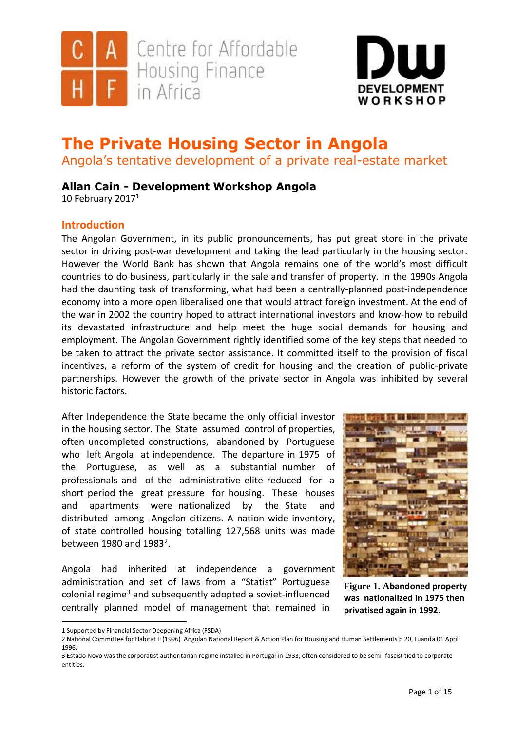# The Private Housing Sector in Angola

## Angola's tentative development of a private real-estate market

**Allan Cain - Development Workshop Angola**

10 February 2017[1]

## Introduction

The Angolan Government, in its public pronouncements, has put great store in the private sector in driving post-war development and taking the lead particularly in the housing sector. However the World Bank has shown that Angola remains one of the world's most difficult countries to do business, particularly in the sale and transfer of property. In the 1990s Angola had the daunting task of transforming, what had been a centrally-planned post-independence economy into a more open liberalised one that would attract foreign investment. At the end of the war in 2002 the country hoped to attract international investors and know-how to rebuild its devastated infrastructure and help meet the huge social demands for housing and employment. The Angolan Government rightly identified some of the key steps that needed to be taken to attract the private sector assistance. It committed itself to the provision of fiscal incentives, a reform of the system of credit for housing and the creation of public-private partnerships. However the growth of the private sector in Angola was inhibited by several historic factors.

After Independence the State became the only official investor in the housing sector. The State assumed control of properties, often uncompleted constructions, abandoned by Portuguese who left Angola at independence. The departure in 1975 of the Portuguese, as well as a substantial number of professionals and of the administrative elite reduced for a short period the great pressure for housing. These houses and apartments were nationalized by the State and distributed among Angolan citizens. A nation wide inventory, of state controlled housing totalling 127,568 units was made between 1980 and 1983[2].

**Figure 1. Abandoned property was nationalized in 1975 then privatised again in 1992.**

Angola had inherited at independence a government administration and set of laws from a "Statist" Portuguese colonial regime[3] and subsequently adopted a soviet-influenced centrally planned model of management that remained in

---

1 Supported by Financial Sector Deepening Africa (FSDA)

2 National Committee for Habitat II (1996) Angolan National Report & Action Plan for Housing and Human Settlements p 20, Luanda 01 April 1996.

3 Estado Novo was the corporatist authoritarian regime installed in Portugal in 1933, often considered to be semi- fascist tied to corporate entities.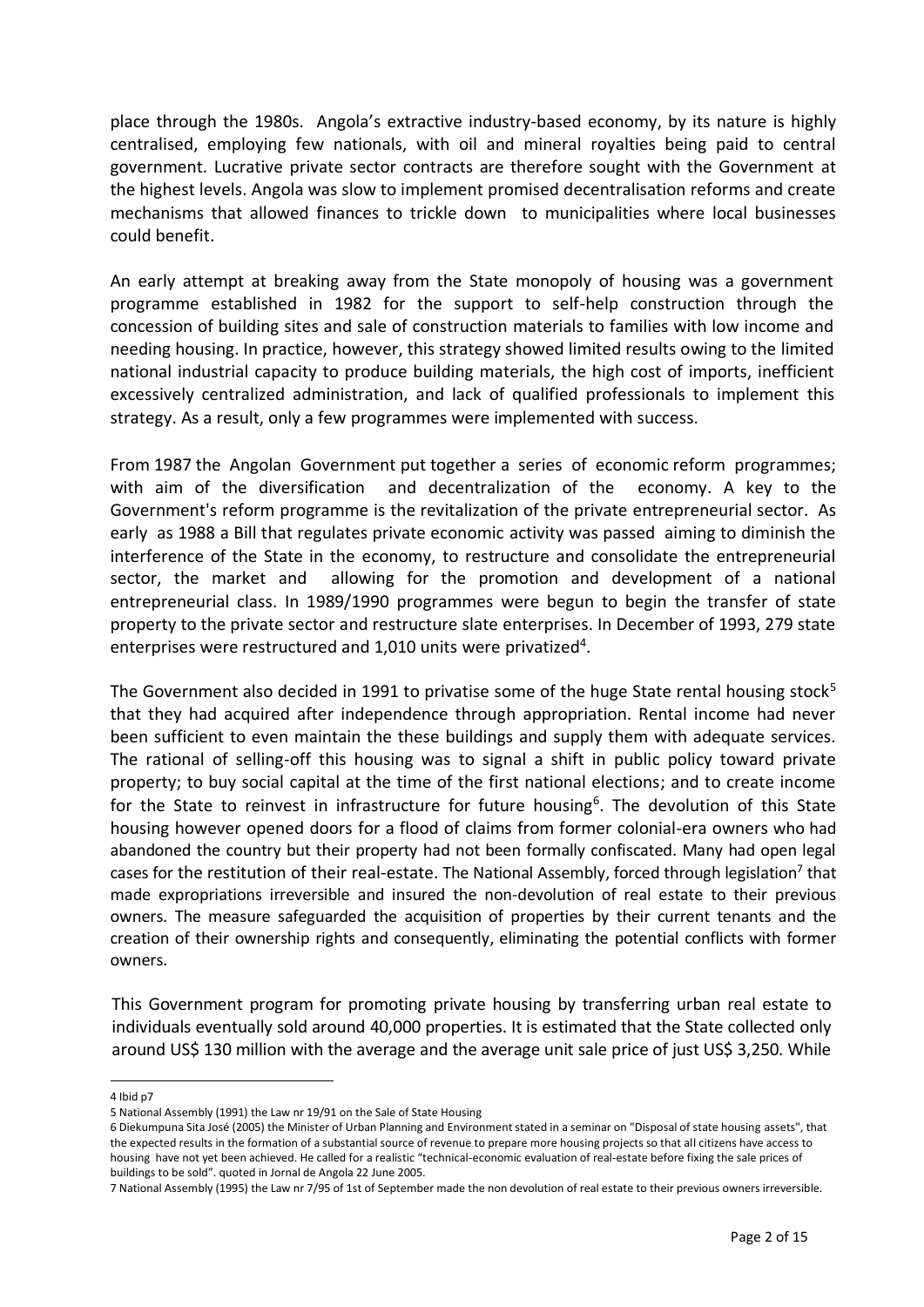place through the 1980s. Angola's extractive industry-based economy, by its nature is highly centralised, employing few nationals, with oil and mineral royalties being paid to central government. Lucrative private sector contracts are therefore sought with the Government at the highest levels. Angola was slow to implement promised decentralisation reforms and create mechanisms that allowed finances to trickle down to municipalities where local businesses could benefit.

An early attempt at breaking away from the State monopoly of housing was a government programme established in 1982 for the support to self-help construction through the concession of building sites and sale of construction materials to families with low income and needing housing. In practice, however, this strategy showed limited results owing to the limited national industrial capacity to produce building materials, the high cost of imports, inefficient excessively centralized administration, and lack of qualified professionals to implement this strategy. As a result, only a few programmes were implemented with success.

From 1987 the Angolan Government put together a series of economic reform programmes; with aim of the diversification and decentralization of the economy. A key to the Government's reform programme is the revitalization of the private entrepreneurial sector. As early as 1988 a Bill that regulates private economic activity was passed aiming to diminish the interference of the State in the economy, to restructure and consolidate the entrepreneurial sector, the market and allowing for the promotion and development of a national entrepreneurial class. In 1989/1990 programmes were begun to begin the transfer of state property to the private sector and restructure slate enterprises. In December of 1993, 279 state enterprises were restructured and 1,010 units were privatized[4].

The Government also decided in 1991 to privatise some of the huge State rental housing stock[5] that they had acquired after independence through appropriation. Rental income had never been sufficient to even maintain the these buildings and supply them with adequate services. The rational of selling-off this housing was to signal a shift in public policy toward private property; to buy social capital at the time of the first national elections; and to create income for the State to reinvest in infrastructure for future housing[6]. The devolution of this State housing however opened doors for a flood of claims from former colonial-era owners who had abandoned the country but their property had not been formally confiscated. Many had open legal cases for the restitution of their real-estate. The National Assembly, forced through legislation[7] that made expropriations irreversible and insured the non-devolution of real estate to their previous owners. The measure safeguarded the acquisition of properties by their current tenants and the creation of their ownership rights and consequently, eliminating the potential conflicts with former owners.

This Government program for promoting private housing by transferring urban real estate to individuals eventually sold around 40,000 properties. It is estimated that the State collected only around US$ 130 million with the average and the average unit sale price of just US$ 3,250. While

---

4 Ibid p7

5 National Assembly (1991) the Law nr 19/91 on the Sale of State Housing

6 Diekumpuna Sita José (2005) the Minister of Urban Planning and Environment stated in a seminar on "Disposal of state housing assets", that the expected results in the formation of a substantial source of revenue to prepare more housing projects so that all citizens have access to housing have not yet been achieved. He called for a realistic "technical-economic evaluation of real-estate before fixing the sale prices of buildings to be sold". quoted in Jornal de Angola 22 June 2005.

7 National Assembly (1995) the Law nr 7/95 of 1st of September made the non devolution of real estate to their previous owners irreversible.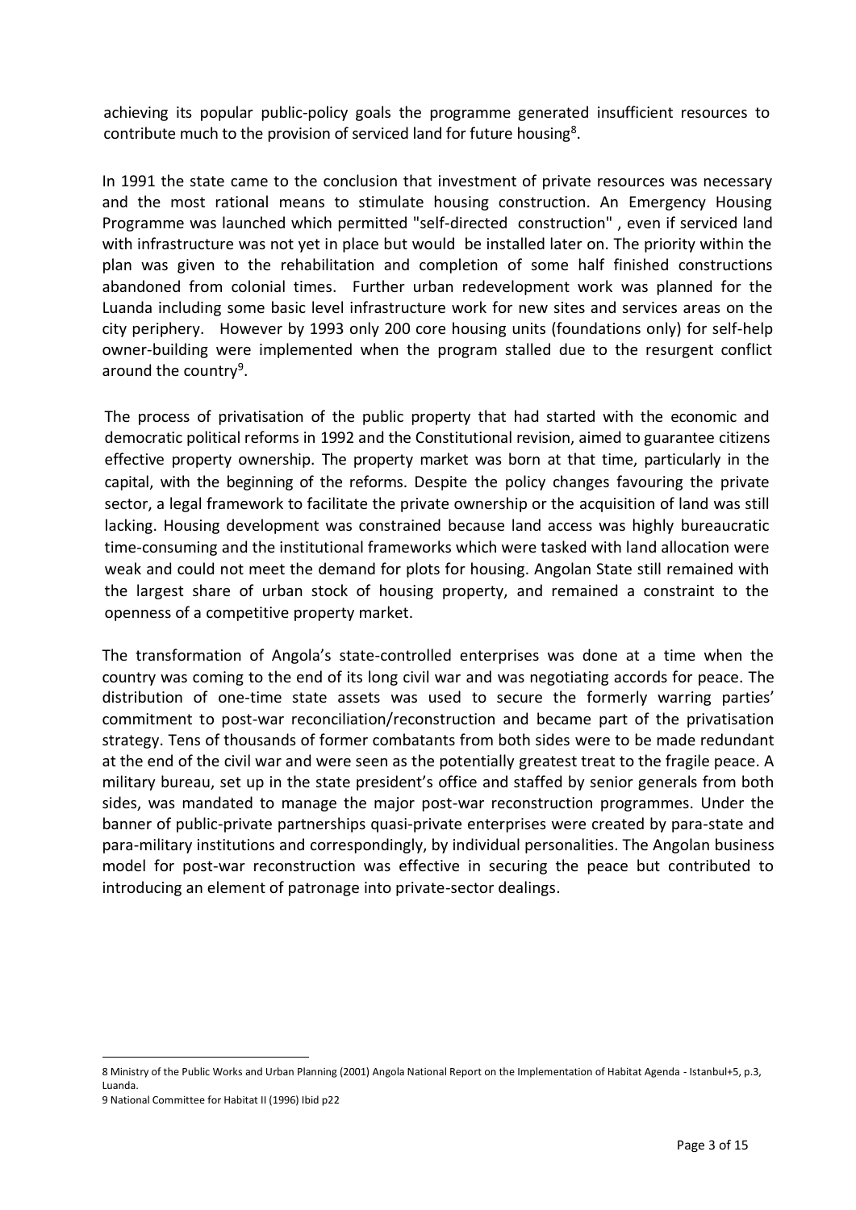achieving its popular public-policy goals the programme generated insufficient resources to contribute much to the provision of serviced land for future housing[8].

In 1991 the state came to the conclusion that investment of private resources was necessary and the most rational means to stimulate housing construction. An Emergency Housing Programme was launched which permitted "self-directed construction" , even if serviced land with infrastructure was not yet in place but would be installed later on. The priority within the plan was given to the rehabilitation and completion of some half finished constructions abandoned from colonial times. Further urban redevelopment work was planned for the Luanda including some basic level infrastructure work for new sites and services areas on the city periphery. However by 1993 only 200 core housing units (foundations only) for self-help owner-building were implemented when the program stalled due to the resurgent conflict around the country[9].

The process of privatisation of the public property that had started with the economic and democratic political reforms in 1992 and the Constitutional revision, aimed to guarantee citizens effective property ownership. The property market was born at that time, particularly in the capital, with the beginning of the reforms. Despite the policy changes favouring the private sector, a legal framework to facilitate the private ownership or the acquisition of land was still lacking. Housing development was constrained because land access was highly bureaucratic time-consuming and the institutional frameworks which were tasked with land allocation were weak and could not meet the demand for plots for housing. Angolan State still remained with the largest share of urban stock of housing property, and remained a constraint to the openness of a competitive property market.

The transformation of Angola's state-controlled enterprises was done at a time when the country was coming to the end of its long civil war and was negotiating accords for peace. The distribution of one-time state assets was used to secure the formerly warring parties' commitment to post-war reconciliation/reconstruction and became part of the privatisation strategy. Tens of thousands of former combatants from both sides were to be made redundant at the end of the civil war and were seen as the potentially greatest treat to the fragile peace. A military bureau, set up in the state president's office and staffed by senior generals from both sides, was mandated to manage the major post-war reconstruction programmes. Under the banner of public-private partnerships quasi-private enterprises were created by para-state and para-military institutions and correspondingly, by individual personalities. The Angolan business model for post-war reconstruction was effective in securing the peace but contributed to introducing an element of patronage into private-sector dealings.

---

8 Ministry of the Public Works and Urban Planning (2001) Angola National Report on the Implementation of Habitat Agenda - Istanbul+5, p.3, Luanda.

9 National Committee for Habitat II (1996) Ibid p22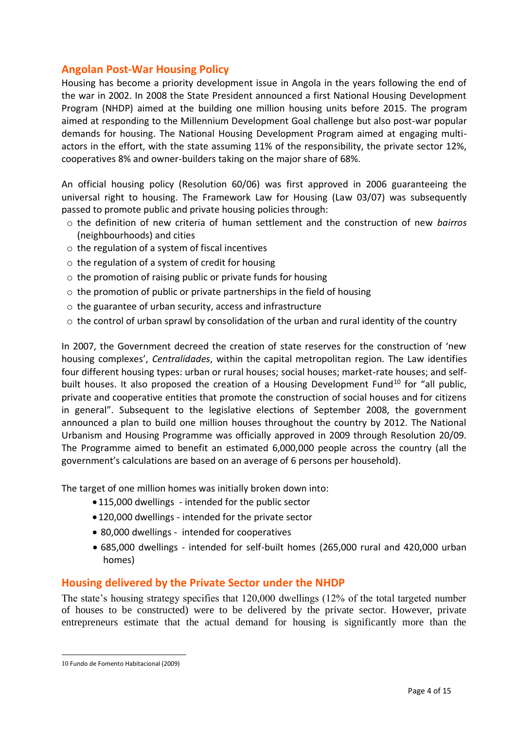## Angolan Post-War Housing Policy

Housing has become a priority development issue in Angola in the years following the end of the war in 2002. In 2008 the State President announced a first National Housing Development Program (NHDP) aimed at the building one million housing units before 2015. The program aimed at responding to the Millennium Development Goal challenge but also post-war popular demands for housing. The National Housing Development Program aimed at engaging multi-actors in the effort, with the state assuming 11% of the responsibility, the private sector 12%, cooperatives 8% and owner-builders taking on the major share of 68%.

An official housing policy (Resolution 60/06) was first approved in 2006 guaranteeing the universal right to housing. The Framework Law for Housing (Law 03/07) was subsequently passed to promote public and private housing policies through:

- the definition of new criteria of human settlement and the construction of new *bairros* (neighbourhoods) and cities
- the regulation of a system of fiscal incentives
- the regulation of a system of credit for housing
- the promotion of raising public or private funds for housing
- the promotion of public or private partnerships in the field of housing
- the guarantee of urban security, access and infrastructure
- the control of urban sprawl by consolidation of the urban and rural identity of the country

In 2007, the Government decreed the creation of state reserves for the construction of 'new housing complexes', *Centralidades*, within the capital metropolitan region. The Law identifies four different housing types: urban or rural houses; social houses; market-rate houses; and self-built houses. It also proposed the creation of a Housing Development Fund[10] for "all public, private and cooperative entities that promote the construction of social houses and for citizens in general". Subsequent to the legislative elections of September 2008, the government announced a plan to build one million houses throughout the country by 2012. The National Urbanism and Housing Programme was officially approved in 2009 through Resolution 20/09. The Programme aimed to benefit an estimated 6,000,000 people across the country (all the government's calculations are based on an average of 6 persons per household).

The target of one million homes was initially broken down into:

- 115,000 dwellings - intended for the public sector
- 120,000 dwellings - intended for the private sector
- 80,000 dwellings - intended for cooperatives
- 685,000 dwellings - intended for self-built homes (265,000 rural and 420,000 urban homes)

## Housing delivered by the Private Sector under the NHDP

The state's housing strategy specifies that 120,000 dwellings (12% of the total targeted number of houses to be constructed) were to be delivered by the private sector. However, private entrepreneurs estimate that the actual demand for housing is significantly more than the

---

10 Fundo de Fomento Habitacional (2009)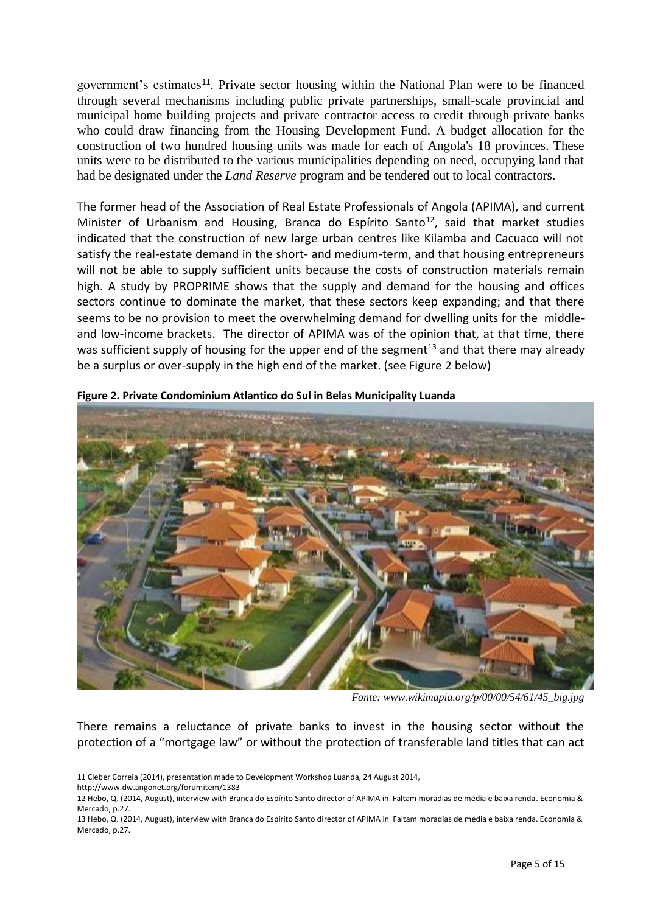government's estimates[11]. Private sector housing within the National Plan were to be financed through several mechanisms including public private partnerships, small-scale provincial and municipal home building projects and private contractor access to credit through private banks who could draw financing from the Housing Development Fund. A budget allocation for the construction of two hundred housing units was made for each of Angola's 18 provinces. These units were to be distributed to the various municipalities depending on need, occupying land that had be designated under the *Land Reserve* program and be tendered out to local contractors.

The former head of the Association of Real Estate Professionals of Angola (APIMA), and current Minister of Urbanism and Housing, Branca do Espírito Santo[12], said that market studies indicated that the construction of new large urban centres like Kilamba and Cacuaco will not satisfy the real-estate demand in the short- and medium-term, and that housing entrepreneurs will not be able to supply sufficient units because the costs of construction materials remain high. A study by PROPRIME shows that the supply and demand for the housing and offices sectors continue to dominate the market, that these sectors keep expanding; and that there seems to be no provision to meet the overwhelming demand for dwelling units for the middle- and low-income brackets. The director of APIMA was of the opinion that, at that time, there was sufficient supply of housing for the upper end of the segment[13] and that there may already be a surplus or over-supply in the high end of the market. (see Figure 2 below)

**Figure 2. Private Condominium Atlantico do Sul in Belas Municipality Luanda**

*Fonte: www.wikimapia.org/p/00/00/54/61/45_big.jpg*

There remains a reluctance of private banks to invest in the housing sector without the protection of a "mortgage law" or without the protection of transferable land titles that can act

---

11 Cleber Correia (2014), presentation made to Development Workshop Luanda, 24 August 2014, http://www.dw.angonet.org/forumitem/1383

12 Hebo, Q. (2014, August), interview with Branca do Espírito Santo director of APIMA in Faltam moradias de média e baixa renda. Economia & Mercado, p.27.

13 Hebo, Q. (2014, August), interview with Branca do Espírito Santo director of APIMA in Faltam moradias de média e baixa renda. Economia & Mercado, p.27.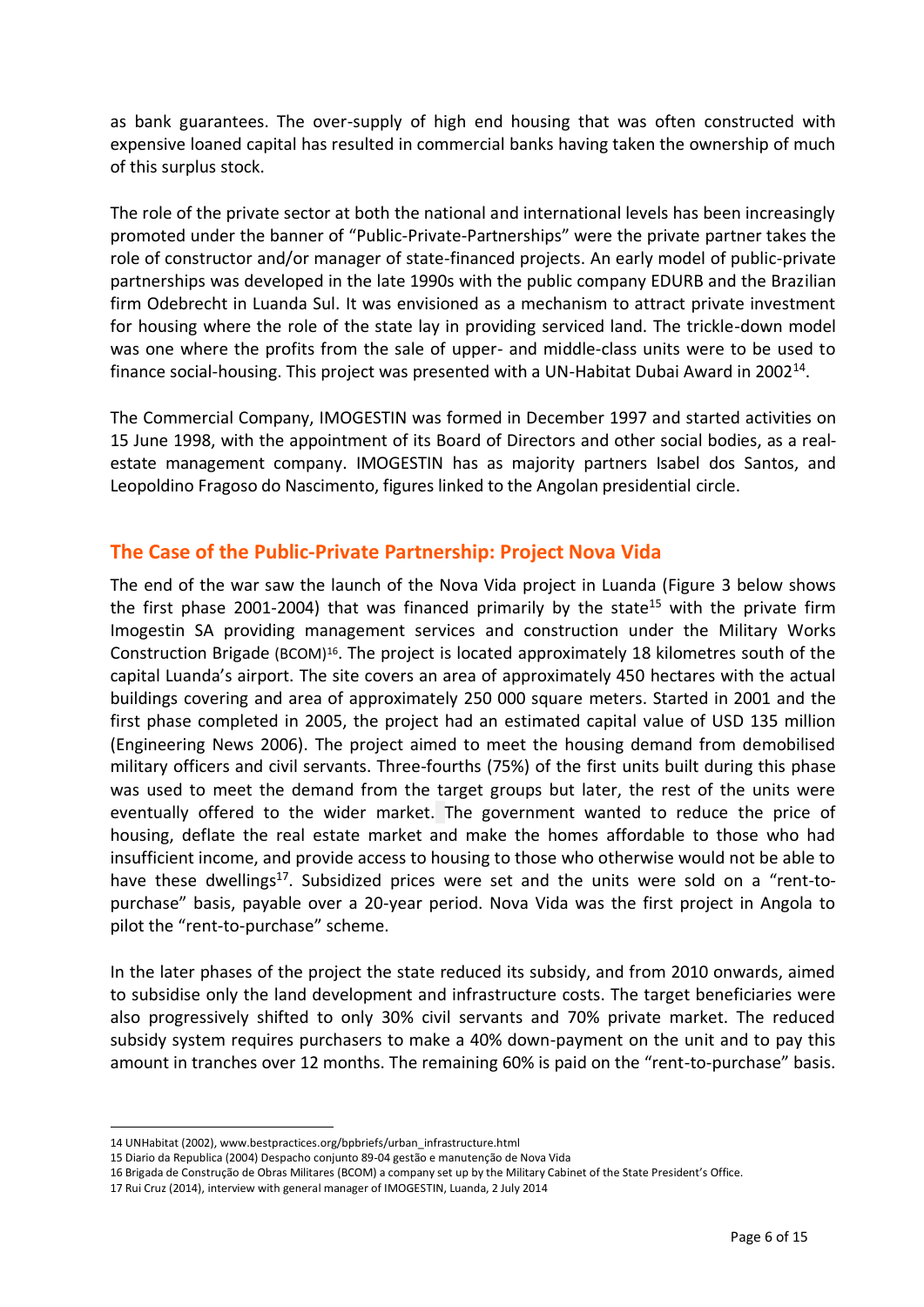as bank guarantees. The over-supply of high end housing that was often constructed with expensive loaned capital has resulted in commercial banks having taken the ownership of much of this surplus stock.

The role of the private sector at both the national and international levels has been increasingly promoted under the banner of "Public-Private-Partnerships" were the private partner takes the role of constructor and/or manager of state-financed projects. An early model of public-private partnerships was developed in the late 1990s with the public company EDURB and the Brazilian firm Odebrecht in Luanda Sul. It was envisioned as a mechanism to attract private investment for housing where the role of the state lay in providing serviced land. The trickle-down model was one where the profits from the sale of upper- and middle-class units were to be used to finance social-housing. This project was presented with a UN-Habitat Dubai Award in 2002[14].

The Commercial Company, IMOGESTIN was formed in December 1997 and started activities on 15 June 1998, with the appointment of its Board of Directors and other social bodies, as a real-estate management company. IMOGESTIN has as majority partners Isabel dos Santos, and Leopoldino Fragoso do Nascimento, figures linked to the Angolan presidential circle.

## The Case of the Public-Private Partnership: Project Nova Vida

The end of the war saw the launch of the Nova Vida project in Luanda (Figure 3 below shows the first phase 2001-2004) that was financed primarily by the state[15] with the private firm Imogestin SA providing management services and construction under the Military Works Construction Brigade (BCOM)[16]. The project is located approximately 18 kilometres south of the capital Luanda's airport. The site covers an area of approximately 450 hectares with the actual buildings covering and area of approximately 250 000 square meters. Started in 2001 and the first phase completed in 2005, the project had an estimated capital value of USD 135 million (Engineering News 2006). The project aimed to meet the housing demand from demobilised military officers and civil servants. Three-fourths (75%) of the first units built during this phase was used to meet the demand from the target groups but later, the rest of the units were eventually offered to the wider market. The government wanted to reduce the price of housing, deflate the real estate market and make the homes affordable to those who had insufficient income, and provide access to housing to those who otherwise would not be able to have these dwellings[17]. Subsidized prices were set and the units were sold on a "rent-to-purchase" basis, payable over a 20-year period. Nova Vida was the first project in Angola to pilot the "rent-to-purchase" scheme.

In the later phases of the project the state reduced its subsidy, and from 2010 onwards, aimed to subsidise only the land development and infrastructure costs. The target beneficiaries were also progressively shifted to only 30% civil servants and 70% private market. The reduced subsidy system requires purchasers to make a 40% down-payment on the unit and to pay this amount in tranches over 12 months. The remaining 60% is paid on the "rent-to-purchase" basis.

---

14 UNHabitat (2002), www.bestpractices.org/bpbriefs/urban_infrastructure.html

15 Diario da Republica (2004) Despacho conjunto 89-04 gestão e manutenção de Nova Vida

16 Brigada de Construção de Obras Militares (BCOM) a company set up by the Military Cabinet of the State President's Office.

17 Rui Cruz (2014), interview with general manager of IMOGESTIN, Luanda, 2 July 2014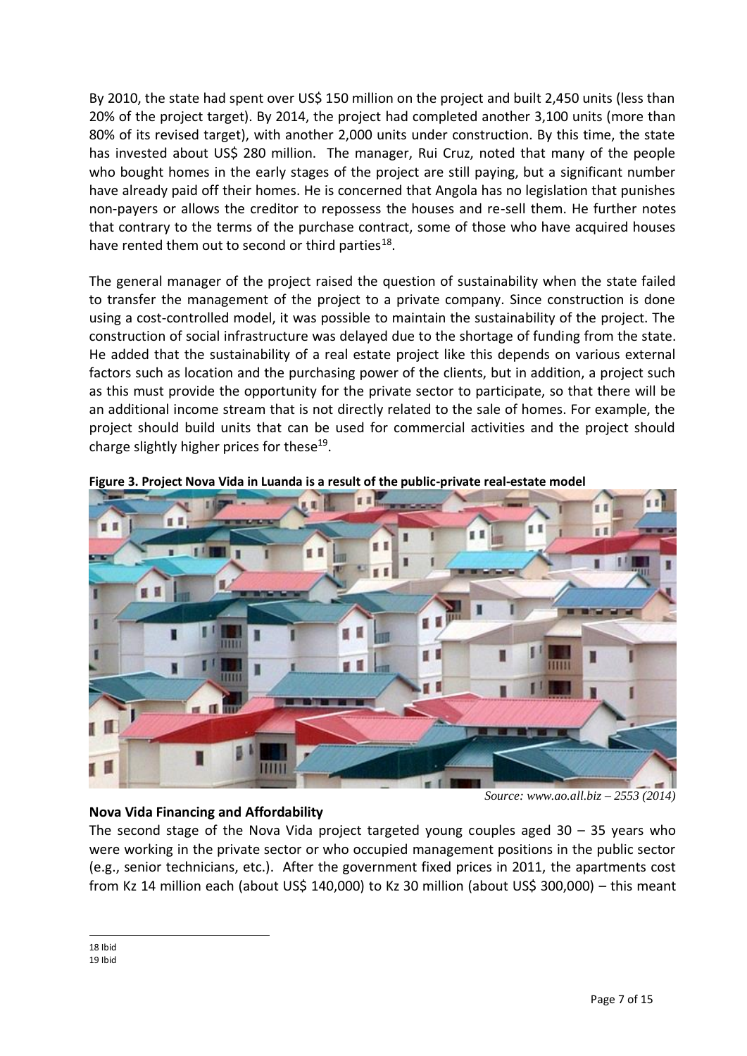By 2010, the state had spent over US$ 150 million on the project and built 2,450 units (less than 20% of the project target). By 2014, the project had completed another 3,100 units (more than 80% of its revised target), with another 2,000 units under construction. By this time, the state has invested about US$ 280 million. The manager, Rui Cruz, noted that many of the people who bought homes in the early stages of the project are still paying, but a significant number have already paid off their homes. He is concerned that Angola has no legislation that punishes non-payers or allows the creditor to repossess the houses and re-sell them. He further notes that contrary to the terms of the purchase contract, some of those who have acquired houses have rented them out to second or third parties[18].

The general manager of the project raised the question of sustainability when the state failed to transfer the management of the project to a private company. Since construction is done using a cost-controlled model, it was possible to maintain the sustainability of the project. The construction of social infrastructure was delayed due to the shortage of funding from the state. He added that the sustainability of a real estate project like this depends on various external factors such as location and the purchasing power of the clients, but in addition, a project such as this must provide the opportunity for the private sector to participate, so that there will be an additional income stream that is not directly related to the sale of homes. For example, the project should build units that can be used for commercial activities and the project should charge slightly higher prices for these[19].

**Figure 3. Project Nova Vida in Luanda is a result of the public-private real-estate model**

*Source: www.ao.all.biz – 2553 (2014)*

**Nova Vida Financing and Affordability**

The second stage of the Nova Vida project targeted young couples aged 30 – 35 years who were working in the private sector or who occupied management positions in the public sector (e.g., senior technicians, etc.). After the government fixed prices in 2011, the apartments cost from Kz 14 million each (about US$ 140,000) to Kz 30 million (about US$ 300,000) – this meant

18 Ibid

19 Ibid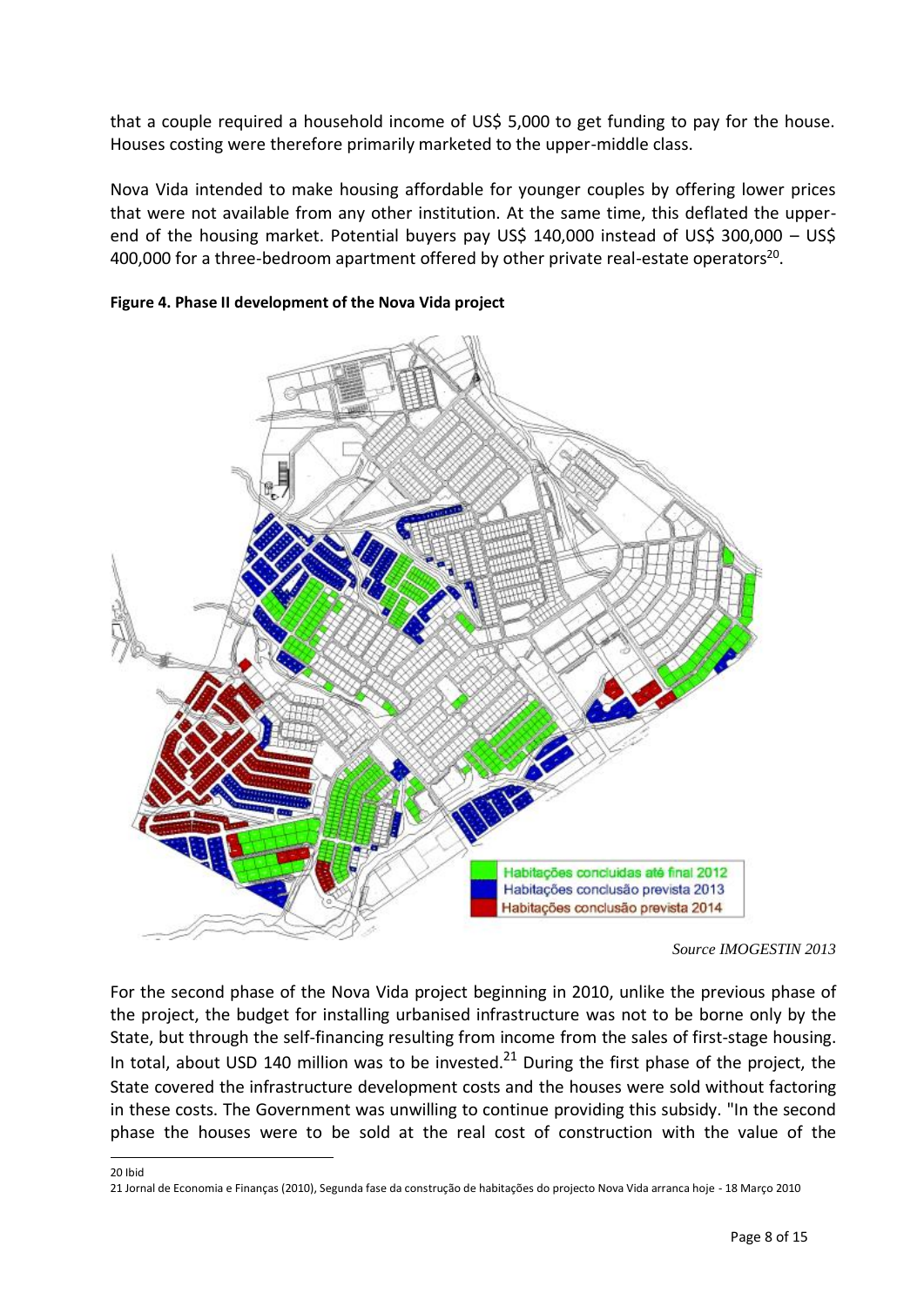that a couple required a household income of US$ 5,000 to get funding to pay for the house. Houses costing were therefore primarily marketed to the upper-middle class.

Nova Vida intended to make housing affordable for younger couples by offering lower prices that were not available from any other institution. At the same time, this deflated the upper-end of the housing market. Potential buyers pay US$ 140,000 instead of US$ 300,000 – US$ 400,000 for a three-bedroom apartment offered by other private real-estate operators[20].

**Figure 4. Phase II development of the Nova Vida project**

*Source IMOGESTIN 2013*

For the second phase of the Nova Vida project beginning in 2010, unlike the previous phase of the project, the budget for installing urbanised infrastructure was not to be borne only by the State, but through the self-financing resulting from income from the sales of first-stage housing. In total, about USD 140 million was to be invested.[21] During the first phase of the project, the State covered the infrastructure development costs and the houses were sold without factoring in these costs. The Government was unwilling to continue providing this subsidy. "In the second phase the houses were to be sold at the real cost of construction with the value of the

20 Ibid

21 Jornal de Economia e Finanças (2010), Segunda fase da construção de habitações do projecto Nova Vida arranca hoje - 18 Março 2010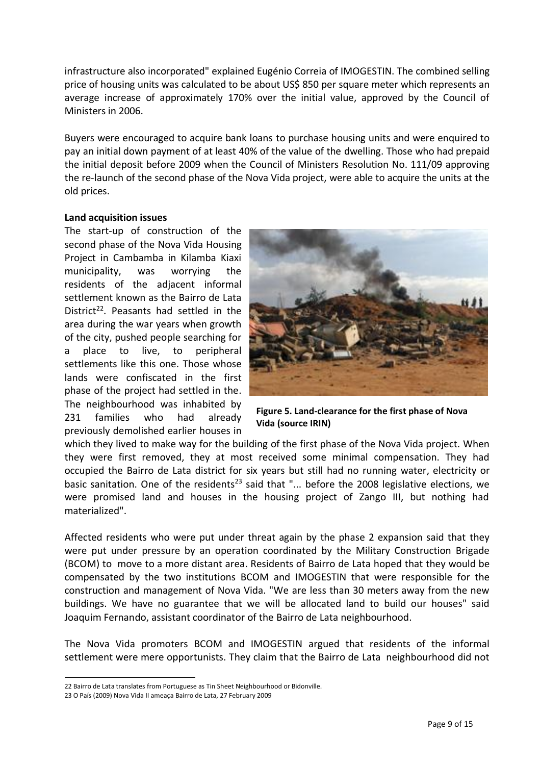infrastructure also incorporated" explained Eugénio Correia of IMOGESTIN. The combined selling price of housing units was calculated to be about US$ 850 per square meter which represents an average increase of approximately 170% over the initial value, approved by the Council of Ministers in 2006.

Buyers were encouraged to acquire bank loans to purchase housing units and were enquired to pay an initial down payment of at least 40% of the value of the dwelling. Those who had prepaid the initial deposit before 2009 when the Council of Ministers Resolution No. 111/09 approving the re-launch of the second phase of the Nova Vida project, were able to acquire the units at the old prices.

**Land acquisition issues**

The start-up of construction of the second phase of the Nova Vida Housing Project in Cambamba in Kilamba Kiaxi municipality, was worrying the residents of the adjacent informal settlement known as the Bairro de Lata District[22]. Peasants had settled in the area during the war years when growth of the city, pushed people searching for a place to live, to peripheral settlements like this one. Those whose lands were confiscated in the first phase of the project had settled in the. The neighbourhood was inhabited by 231 families who had already previously demolished earlier houses in which they lived to make way for the building of the first phase of the Nova Vida project. When they were first removed, they at most received some minimal compensation. They had occupied the Bairro de Lata district for six years but still had no running water, electricity or basic sanitation. One of the residents[23] said that "... before the 2008 legislative elections, we were promised land and houses in the housing project of Zango III, but nothing had materialized".

**Figure 5. Land-clearance for the first phase of Nova Vida (source IRIN)**

Affected residents who were put under threat again by the phase 2 expansion said that they were put under pressure by an operation coordinated by the Military Construction Brigade (BCOM) to move to a more distant area. Residents of Bairro de Lata hoped that they would be compensated by the two institutions BCOM and IMOGESTIN that were responsible for the construction and management of Nova Vida. "We are less than 30 meters away from the new buildings. We have no guarantee that we will be allocated land to build our houses" said Joaquim Fernando, assistant coordinator of the Bairro de Lata neighbourhood.

The Nova Vida promoters BCOM and IMOGESTIN argued that residents of the informal settlement were mere opportunists. They claim that the Bairro de Lata neighbourhood did not

---

22 Bairro de Lata translates from Portuguese as Tin Sheet Neighbourhood or Bidonville.

23 O País (2009) Nova Vida II ameaça Bairro de Lata, 27 February 2009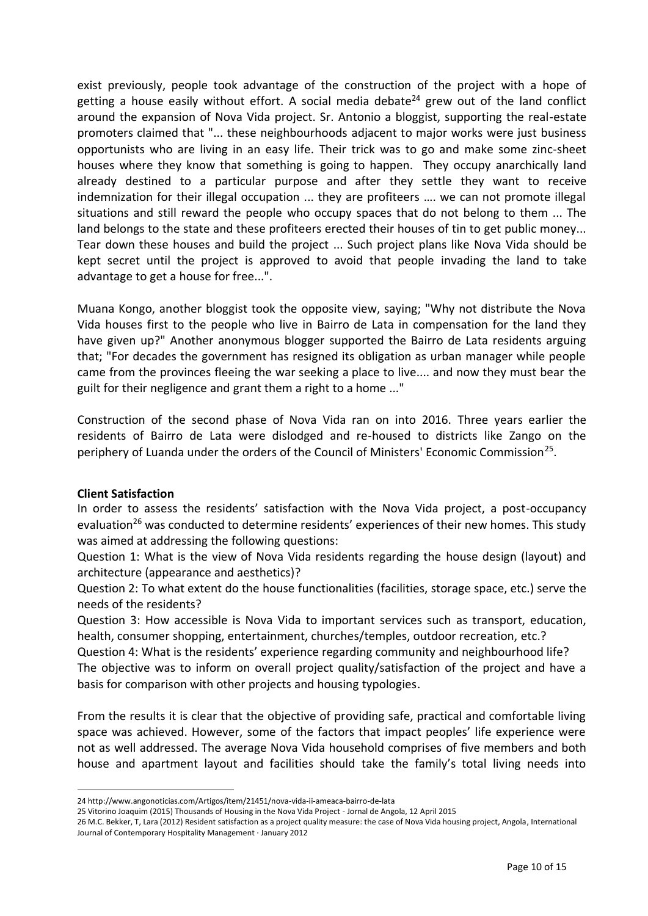exist previously, people took advantage of the construction of the project with a hope of getting a house easily without effort. A social media debate[24] grew out of the land conflict around the expansion of Nova Vida project. Sr. Antonio a bloggist, supporting the real-estate promoters claimed that "... these neighbourhoods adjacent to major works were just business opportunists who are living in an easy life. Their trick was to go and make some zinc-sheet houses where they know that something is going to happen. They occupy anarchically land already destined to a particular purpose and after they settle they want to receive indemnization for their illegal occupation ... they are profiteers …. we can not promote illegal situations and still reward the people who occupy spaces that do not belong to them ... The land belongs to the state and these profiteers erected their houses of tin to get public money... Tear down these houses and build the project ... Such project plans like Nova Vida should be kept secret until the project is approved to avoid that people invading the land to take advantage to get a house for free...".

Muana Kongo, another bloggist took the opposite view, saying; "Why not distribute the Nova Vida houses first to the people who live in Bairro de Lata in compensation for the land they have given up?" Another anonymous blogger supported the Bairro de Lata residents arguing that; "For decades the government has resigned its obligation as urban manager while people came from the provinces fleeing the war seeking a place to live.... and now they must bear the guilt for their negligence and grant them a right to a home ..."

Construction of the second phase of Nova Vida ran on into 2016. Three years earlier the residents of Bairro de Lata were dislodged and re-housed to districts like Zango on the periphery of Luanda under the orders of the Council of Ministers' Economic Commission[25].

**Client Satisfaction**

In order to assess the residents' satisfaction with the Nova Vida project, a post-occupancy evaluation[26] was conducted to determine residents' experiences of their new homes. This study was aimed at addressing the following questions:

Question 1: What is the view of Nova Vida residents regarding the house design (layout) and architecture (appearance and aesthetics)?

Question 2: To what extent do the house functionalities (facilities, storage space, etc.) serve the needs of the residents?

Question 3: How accessible is Nova Vida to important services such as transport, education, health, consumer shopping, entertainment, churches/temples, outdoor recreation, etc.?

Question 4: What is the residents' experience regarding community and neighbourhood life?

The objective was to inform on overall project quality/satisfaction of the project and have a basis for comparison with other projects and housing typologies.

From the results it is clear that the objective of providing safe, practical and comfortable living space was achieved. However, some of the factors that impact peoples' life experience were not as well addressed. The average Nova Vida household comprises of five members and both house and apartment layout and facilities should take the family's total living needs into

---

24 http://www.angonoticias.com/Artigos/item/21451/nova-vida-ii-ameaca-bairro-de-lata

25 Vitorino Joaquim (2015) Thousands of Housing in the Nova Vida Project - Jornal de Angola, 12 April 2015

26 M.C. Bekker, T, Lara (2012) Resident satisfaction as a project quality measure: the case of Nova Vida housing project, Angola, International Journal of Contemporary Hospitality Management · January 2012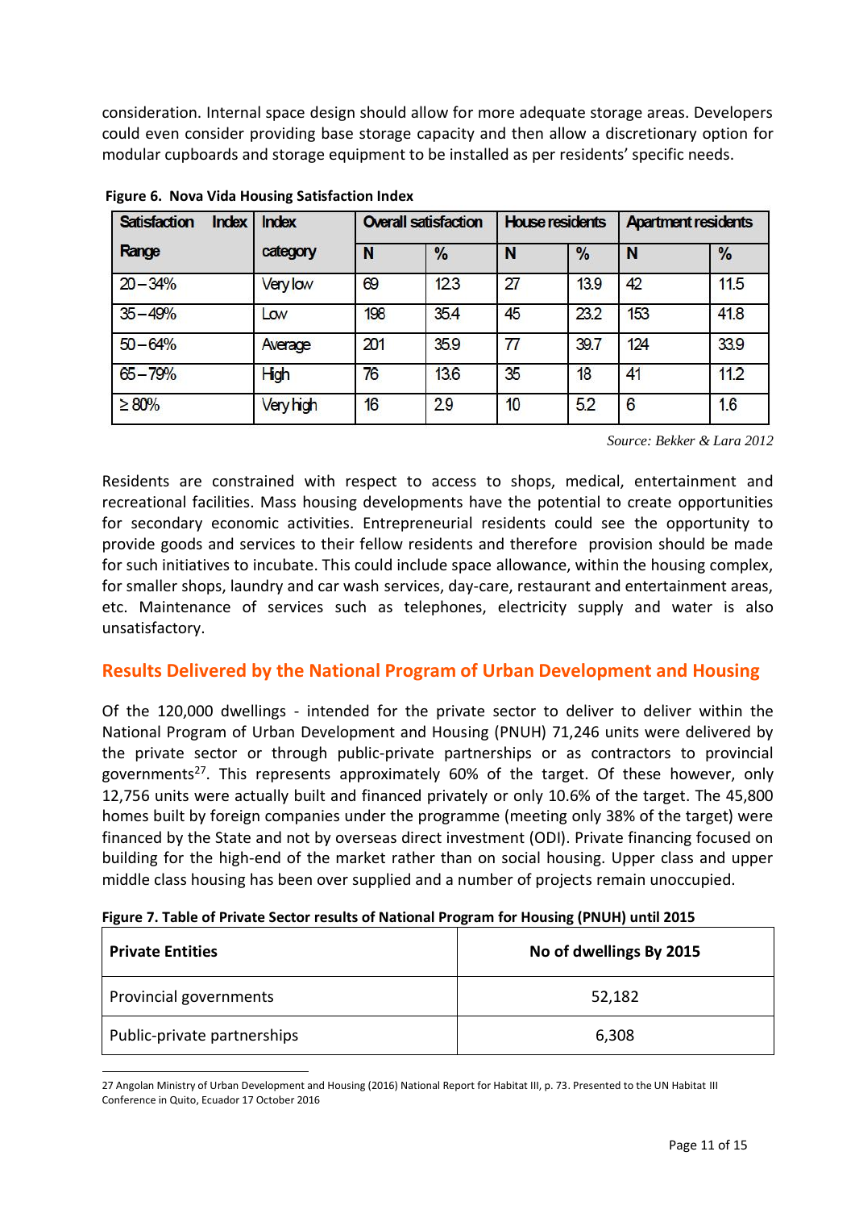consideration. Internal space design should allow for more adequate storage areas. Developers could even consider providing base storage capacity and then allow a discretionary option for modular cupboards and storage equipment to be installed as per residents' specific needs.

**Figure 6. Nova Vida Housing Satisfaction Index**

| Satisfaction Index Range | Index category | Overall satisfaction | | House residents | | Apartment residents | |
|---|---|---|---|---|---|---|---|
| | | N | % | N | % | N | % |
| 20 – 34% | Very low | 69 | 12.3 | 27 | 13.9 | 42 | 11.5 |
| 35 – 49% | Low | 198 | 35.4 | 45 | 23.2 | 153 | 41.8 |
| 50 – 64% | Average | 201 | 35.9 | 77 | 39.7 | 124 | 33.9 |
| 65 – 79% | High | 76 | 13.6 | 35 | 18 | 41 | 11.2 |
| ≥ 80% | Very high | 16 | 2.9 | 10 | 5.2 | 6 | 1.6 |

*Source: Bekker & Lara 2012*

Residents are constrained with respect to access to shops, medical, entertainment and recreational facilities. Mass housing developments have the potential to create opportunities for secondary economic activities. Entrepreneurial residents could see the opportunity to provide goods and services to their fellow residents and therefore provision should be made for such initiatives to incubate. This could include space allowance, within the housing complex, for smaller shops, laundry and car wash services, day-care, restaurant and entertainment areas, etc. Maintenance of services such as telephones, electricity supply and water is also unsatisfactory.

## Results Delivered by the National Program of Urban Development and Housing

Of the 120,000 dwellings - intended for the private sector to deliver to deliver within the National Program of Urban Development and Housing (PNUH) 71,246 units were delivered by the private sector or through public-private partnerships or as contractors to provincial governments[27]. This represents approximately 60% of the target. Of these however, only 12,756 units were actually built and financed privately or only 10.6% of the target. The 45,800 homes built by foreign companies under the programme (meeting only 38% of the target) were financed by the State and not by overseas direct investment (ODI). Private financing focused on building for the high-end of the market rather than on social housing. Upper class and upper middle class housing has been over supplied and a number of projects remain unoccupied.

**Figure 7. Table of Private Sector results of National Program for Housing (PNUH) until 2015**

| Private Entities | No of dwellings By 2015 |
|---|---|
| Provincial governments | 52,182 |
| Public-private partnerships | 6,308 |

27 Angolan Ministry of Urban Development and Housing (2016) National Report for Habitat III, p. 73. Presented to the UN Habitat III Conference in Quito, Ecuador 17 October 2016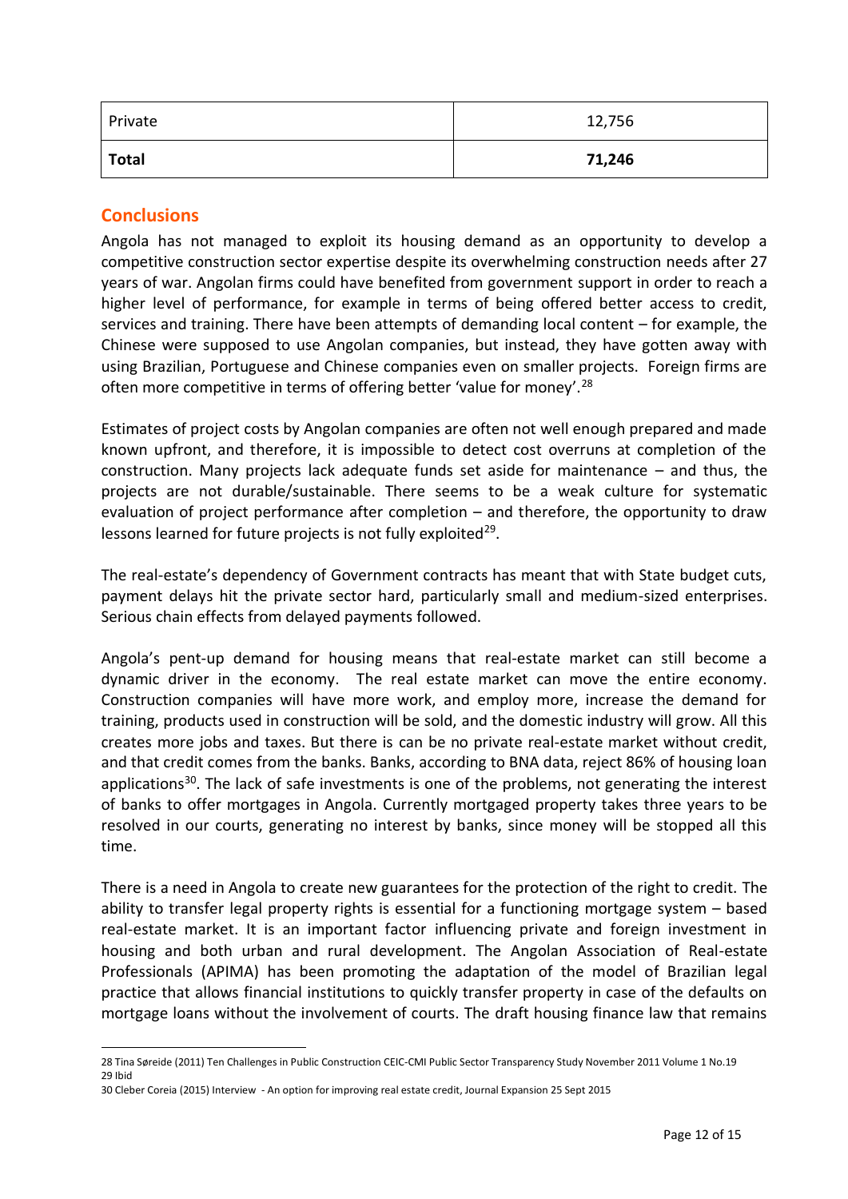| Private | 12,756 |
|---|---|
| **Total** | **71,246** |

## Conclusions

Angola has not managed to exploit its housing demand as an opportunity to develop a competitive construction sector expertise despite its overwhelming construction needs after 27 years of war. Angolan firms could have benefited from government support in order to reach a higher level of performance, for example in terms of being offered better access to credit, services and training. There have been attempts of demanding local content – for example, the Chinese were supposed to use Angolan companies, but instead, they have gotten away with using Brazilian, Portuguese and Chinese companies even on smaller projects. Foreign firms are often more competitive in terms of offering better 'value for money'.[28]

Estimates of project costs by Angolan companies are often not well enough prepared and made known upfront, and therefore, it is impossible to detect cost overruns at completion of the construction. Many projects lack adequate funds set aside for maintenance – and thus, the projects are not durable/sustainable. There seems to be a weak culture for systematic evaluation of project performance after completion – and therefore, the opportunity to draw lessons learned for future projects is not fully exploited[29].

The real-estate's dependency of Government contracts has meant that with State budget cuts, payment delays hit the private sector hard, particularly small and medium-sized enterprises. Serious chain effects from delayed payments followed.

Angola's pent-up demand for housing means that real-estate market can still become a dynamic driver in the economy. The real estate market can move the entire economy. Construction companies will have more work, and employ more, increase the demand for training, products used in construction will be sold, and the domestic industry will grow. All this creates more jobs and taxes. But there is can be no private real-estate market without credit, and that credit comes from the banks. Banks, according to BNA data, reject 86% of housing loan applications[30]. The lack of safe investments is one of the problems, not generating the interest of banks to offer mortgages in Angola. Currently mortgaged property takes three years to be resolved in our courts, generating no interest by banks, since money will be stopped all this time.

There is a need in Angola to create new guarantees for the protection of the right to credit. The ability to transfer legal property rights is essential for a functioning mortgage system – based real-estate market. It is an important factor influencing private and foreign investment in housing and both urban and rural development. The Angolan Association of Real-estate Professionals (APIMA) has been promoting the adaptation of the model of Brazilian legal practice that allows financial institutions to quickly transfer property in case of the defaults on mortgage loans without the involvement of courts. The draft housing finance law that remains

---

28 Tina Søreide (2011) Ten Challenges in Public Construction CEIC-CMI Public Sector Transparency Study November 2011 Volume 1 No.19

29 Ibid

30 Cleber Coreia (2015) Interview - An option for improving real estate credit, Journal Expansion 25 Sept 2015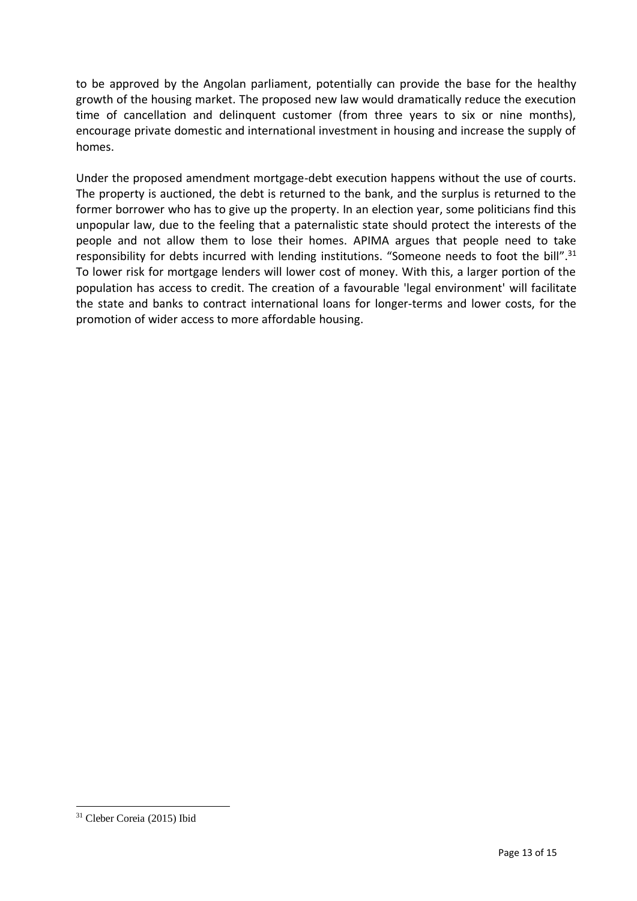to be approved by the Angolan parliament, potentially can provide the base for the healthy growth of the housing market. The proposed new law would dramatically reduce the execution time of cancellation and delinquent customer (from three years to six or nine months), encourage private domestic and international investment in housing and increase the supply of homes.

Under the proposed amendment mortgage-debt execution happens without the use of courts. The property is auctioned, the debt is returned to the bank, and the surplus is returned to the former borrower who has to give up the property. In an election year, some politicians find this unpopular law, due to the feeling that a paternalistic state should protect the interests of the people and not allow them to lose their homes. APIMA argues that people need to take responsibility for debts incurred with lending institutions. "Someone needs to foot the bill".[31] To lower risk for mortgage lenders will lower cost of money. With this, a larger portion of the population has access to credit. The creation of a favourable 'legal environment' will facilitate the state and banks to contract international loans for longer-terms and lower costs, for the promotion of wider access to more affordable housing.

[31] Cleber Coreia (2015) Ibid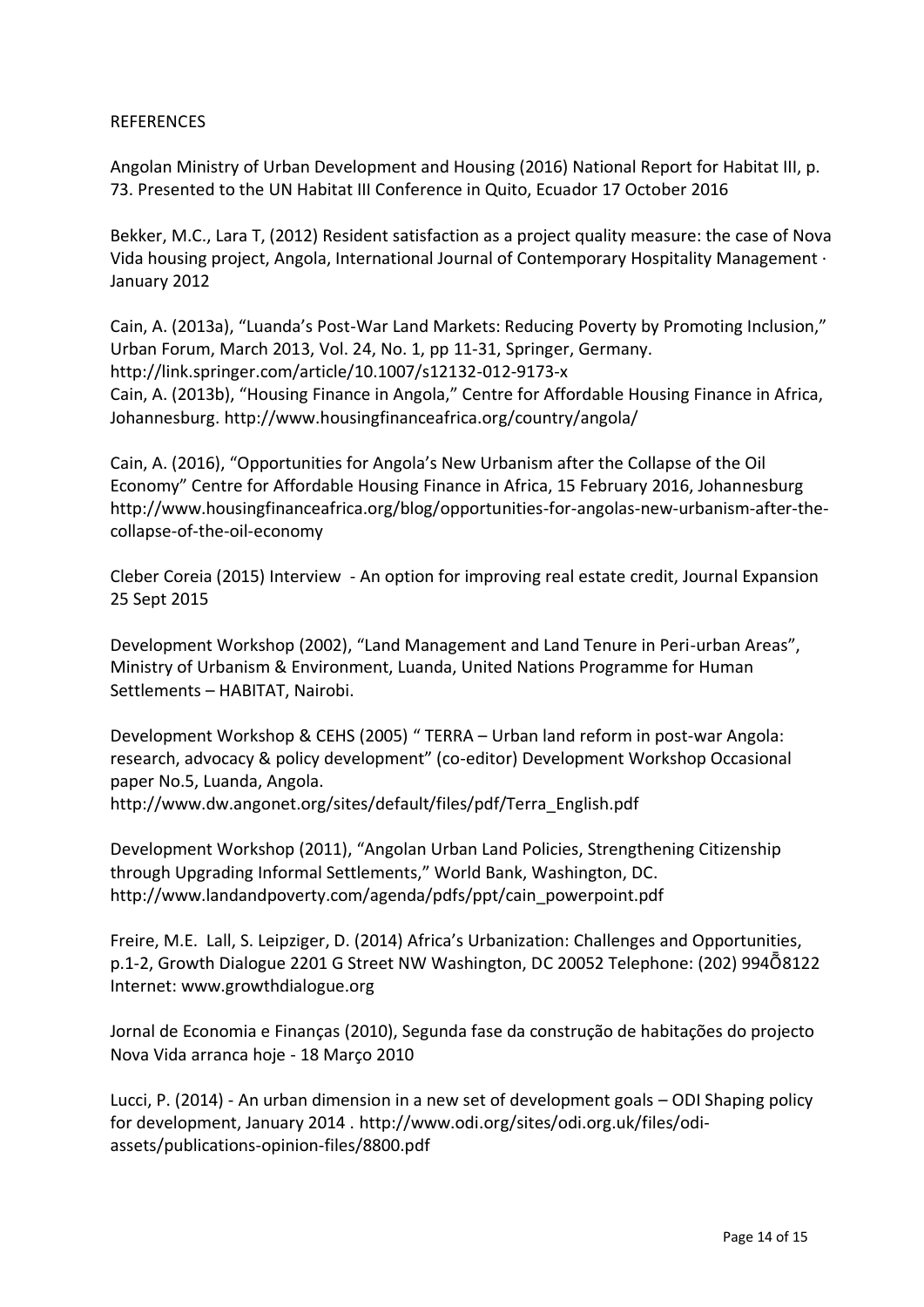REFERENCES

Angolan Ministry of Urban Development and Housing (2016) National Report for Habitat III, p. 73. Presented to the UN Habitat III Conference in Quito, Ecuador 17 October 2016

Bekker, M.C., Lara T, (2012) Resident satisfaction as a project quality measure: the case of Nova Vida housing project, Angola, International Journal of Contemporary Hospitality Management · January 2012

Cain, A. (2013a), "Luanda's Post-War Land Markets: Reducing Poverty by Promoting Inclusion," Urban Forum, March 2013, Vol. 24, No. 1, pp 11-31, Springer, Germany. http://link.springer.com/article/10.1007/s12132-012-9173-x
Cain, A. (2013b), "Housing Finance in Angola," Centre for Affordable Housing Finance in Africa, Johannesburg. http://www.housingfinanceafrica.org/country/angola/

Cain, A. (2016), "Opportunities for Angola's New Urbanism after the Collapse of the Oil Economy" Centre for Affordable Housing Finance in Africa, 15 February 2016, Johannesburg http://www.housingfinanceafrica.org/blog/opportunities-for-angolas-new-urbanism-after-the-collapse-of-the-oil-economy

Cleber Coreia (2015) Interview - An option for improving real estate credit, Journal Expansion 25 Sept 2015

Development Workshop (2002), "Land Management and Land Tenure in Peri-urban Areas", Ministry of Urbanism & Environment, Luanda, United Nations Programme for Human Settlements – HABITAT, Nairobi.

Development Workshop & CEHS (2005) " TERRA – Urban land reform in post-war Angola: research, advocacy & policy development" (co-editor) Development Workshop Occasional paper No.5, Luanda, Angola.
http://www.dw.angonet.org/sites/default/files/pdf/Terra_English.pdf

Development Workshop (2011), "Angolan Urban Land Policies, Strengthening Citizenship through Upgrading Informal Settlements," World Bank, Washington, DC.
http://www.landandpoverty.com/agenda/pdfs/ppt/cain_powerpoint.pdf

Freire, M.E. Lall, S. Leipziger, D. (2014) Africa's Urbanization: Challenges and Opportunities, p.1-2, Growth Dialogue 2201 G Street NW Washington, DC 20052 Telephone: (202) 994Õ8122 Internet: www.growthdialogue.org

Jornal de Economia e Finanças (2010), Segunda fase da construção de habitações do projecto Nova Vida arranca hoje - 18 Março 2010

Lucci, P. (2014) - An urban dimension in a new set of development goals – ODI Shaping policy for development, January 2014 . http://www.odi.org/sites/odi.org.uk/files/odi-assets/publications-opinion-files/8800.pdf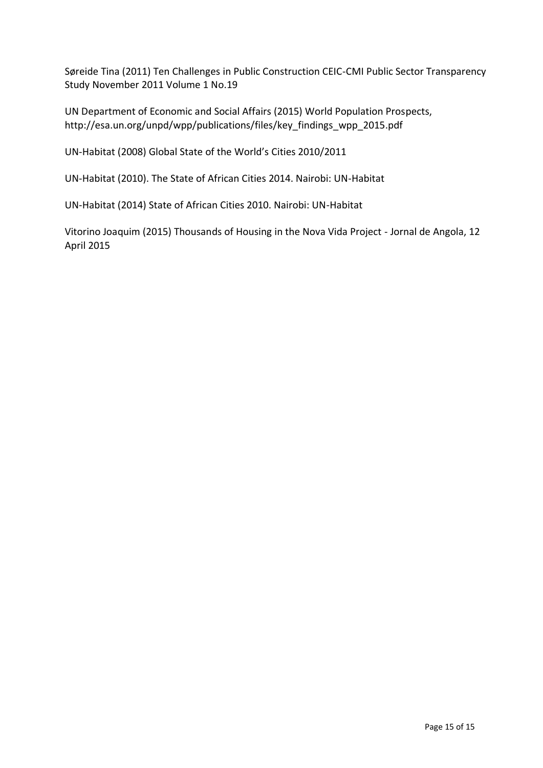Søreide Tina (2011) Ten Challenges in Public Construction CEIC-CMI Public Sector Transparency Study November 2011 Volume 1 No.19

UN Department of Economic and Social Affairs (2015) World Population Prospects, http://esa.un.org/unpd/wpp/publications/files/key_findings_wpp_2015.pdf

UN-Habitat (2008) Global State of the World's Cities 2010/2011

UN-Habitat (2010). The State of African Cities 2014. Nairobi: UN-Habitat

UN-Habitat (2014) State of African Cities 2010. Nairobi: UN-Habitat

Vitorino Joaquim (2015) Thousands of Housing in the Nova Vida Project - Jornal de Angola, 12 April 2015